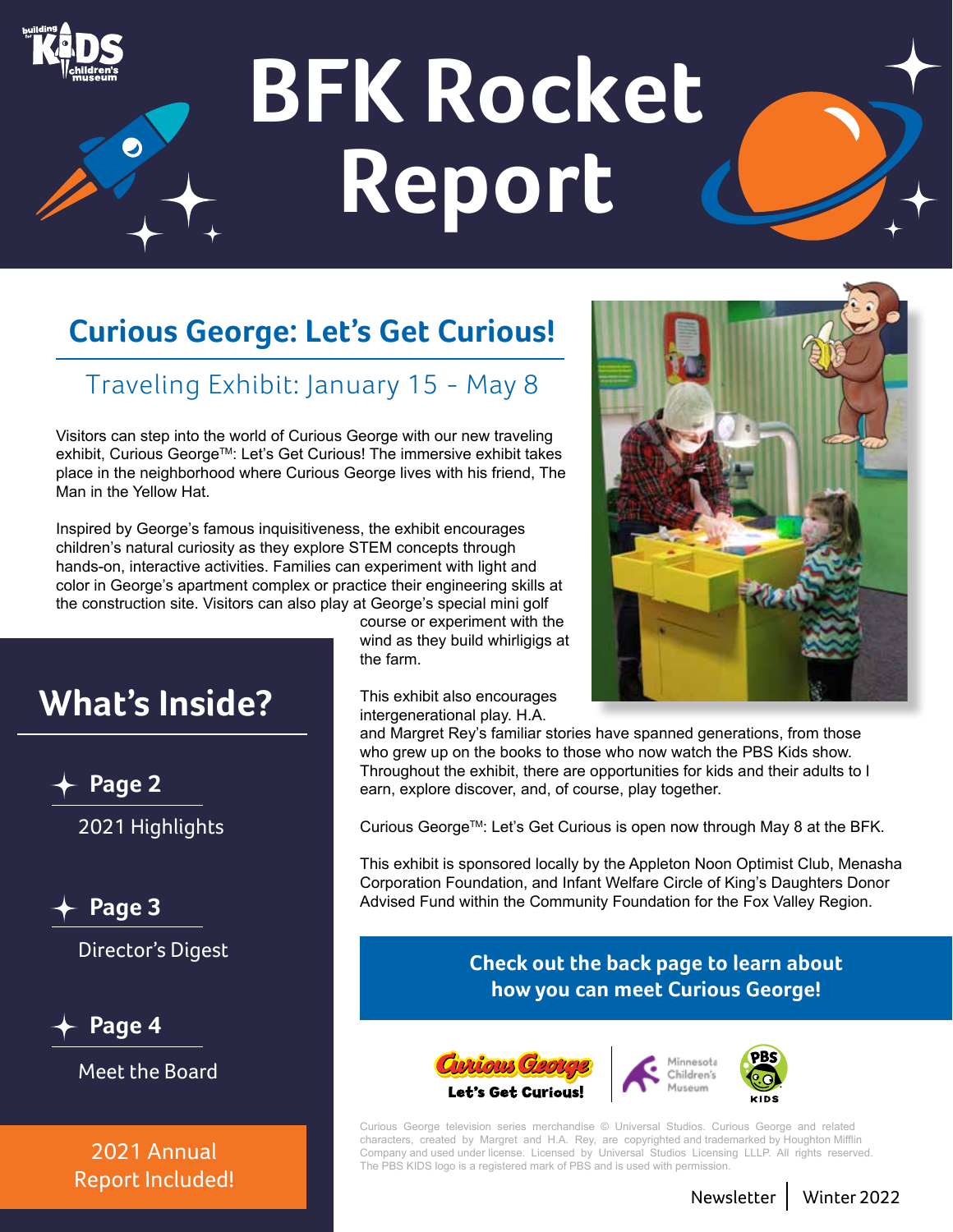# BFK Rocket Report

## Curious George: Let's Get Curious!

### Traveling Exhibit: January 15 - May 8

Visitors can step into the world of Curious George with our new traveling exhibit, Curious George™: Let's Get Curious! The immersive exhibit takes place in the neighborhood where Curious George lives with his friend, The Man in the Yellow Hat.

Inspired by George's famous inquisitiveness, the exhibit encourages children's natural curiosity as they explore STEM concepts through hands-on, interactive activities. Families can experiment with light and color in George's apartment complex or practice their engineering skills at the construction site. Visitors can also play at George's special mini golf course or experiment with the wind as they build whirligigs at the farm.

This exhibit also encourages intergenerational play. H.A. and Margret Rey's familiar stories have spanned generations, from those who grew up on the books to those who now watch the PBS Kids show. Throughout the exhibit, there are opportunities for kids and their adults to l earn, explore discover, and, of course, play together.

Curious George™: Let's Get Curious is open now through May 8 at the BFK.

This exhibit is sponsored locally by the Appleton Noon Optimist Club, Menasha Corporation Foundation, and Infant Welfare Circle of King's Daughters Donor Advised Fund within the Community Foundation for the Fox Valley Region.

**Check out the back page to learn about how you can meet Curious George!**

Curious George Let's Get Curious! | Minnesota Children's Museum | PBS KIDS

Curious George television series merchandise © Universal Studios. Curious George and related characters, created by Margret and H.A. Rey, are copyrighted and trademarked by Houghton Mifflin Company and used under license. Licensed by Universal Studios Licensing LLLP. All rights reserved. The PBS KIDS logo is a registered mark of PBS and is used with permission.

## What's Inside?

- **Page 2** – 2021 Highlights
- **Page 3** – Director's Digest
- **Page 4** – Meet the Board

**2021 Annual Report Included!**

Newsletter | Winter 2022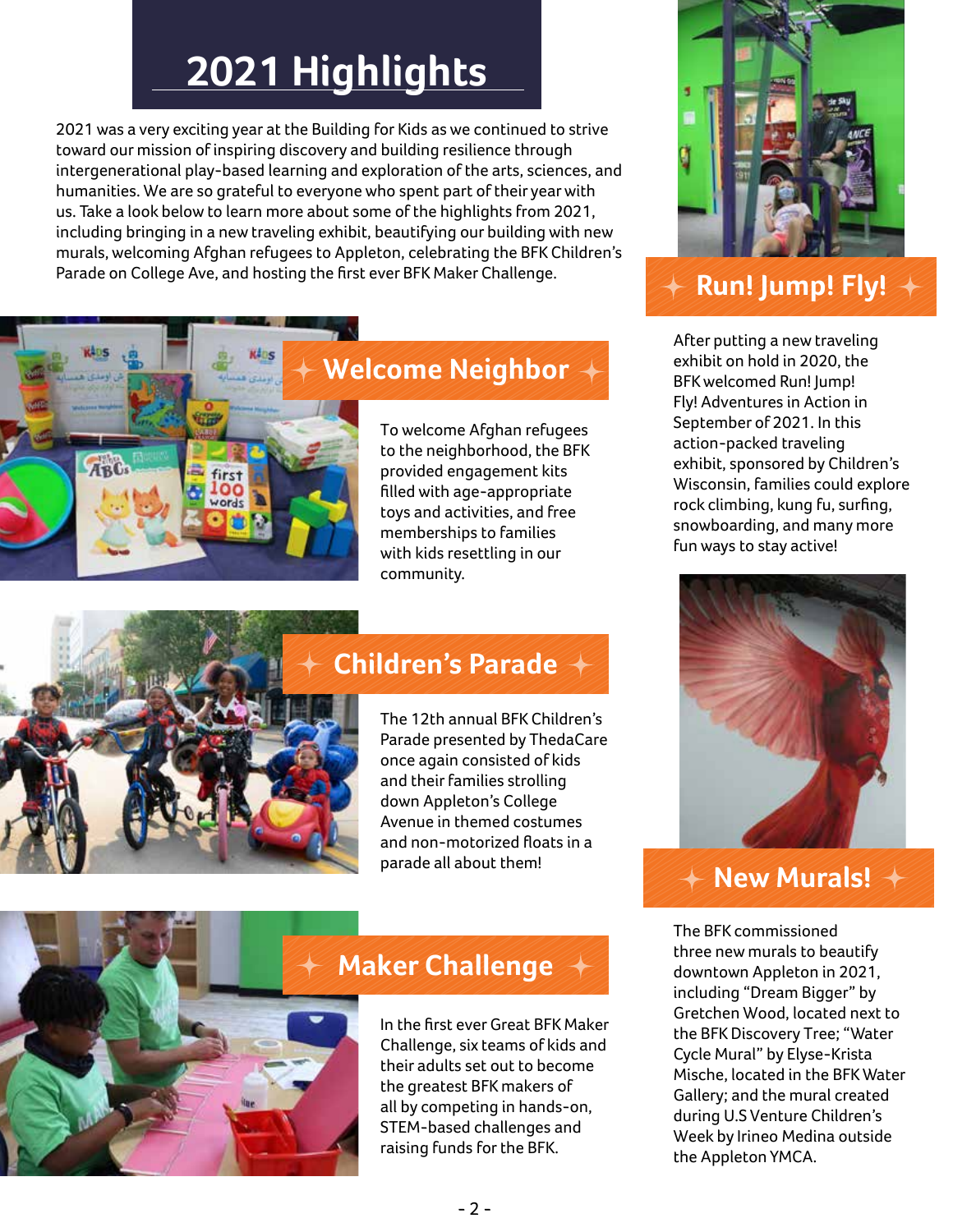# 2021 Highlights

2021 was a very exciting year at the Building for Kids as we continued to strive toward our mission of inspiring discovery and building resilience through intergenerational play-based learning and exploration of the arts, sciences, and humanities. We are so grateful to everyone who spent part of their year with us. Take a look below to learn more about some of the highlights from 2021, including bringing in a new traveling exhibit, beautifying our building with new murals, welcoming Afghan refugees to Appleton, celebrating the BFK Children's Parade on College Ave, and hosting the first ever BFK Maker Challenge.

## Welcome Neighbor

To welcome Afghan refugees to the neighborhood, the BFK provided engagement kits filled with age-appropriate toys and activities, and free memberships to families with kids resettling in our community.

## Children's Parade

The 12th annual BFK Children's Parade presented by ThedaCare once again consisted of kids and their families strolling down Appleton's College Avenue in themed costumes and non-motorized floats in a parade all about them!

## Maker Challenge

In the first ever Great BFK Maker Challenge, six teams of kids and their adults set out to become the greatest BFK makers of all by competing in hands-on, STEM-based challenges and raising funds for the BFK.

## Run! Jump! Fly!

After putting a new traveling exhibit on hold in 2020, the BFK welcomed Run! Jump! Fly! Adventures in Action in September of 2021. In this action-packed traveling exhibit, sponsored by Children's Wisconsin, families could explore rock climbing, kung fu, surfing, snowboarding, and many more fun ways to stay active!

## New Murals!

The BFK commissioned three new murals to beautify downtown Appleton in 2021, including "Dream Bigger" by Gretchen Wood, located next to the BFK Discovery Tree; "Water Cycle Mural" by Elyse-Krista Mische, located in the BFK Water Gallery; and the mural created during U.S Venture Children's Week by Irineo Medina outside the Appleton YMCA.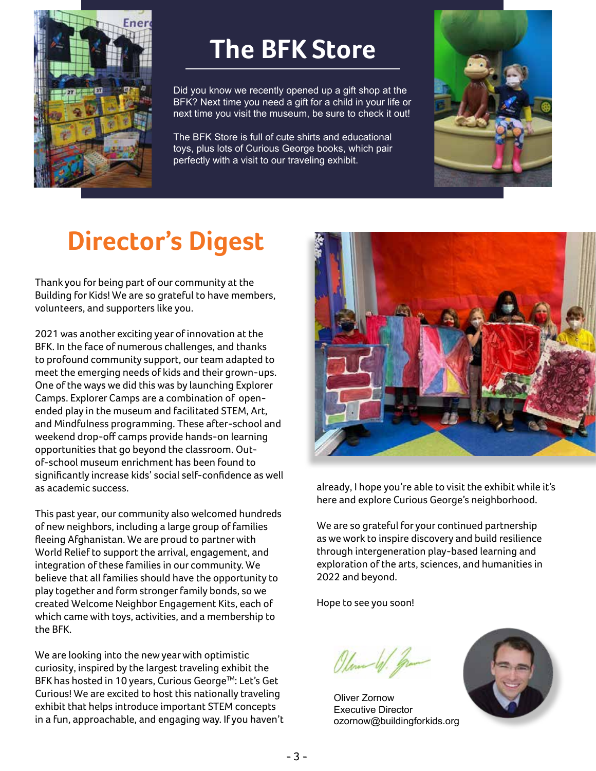# The BFK Store

Did you know we recently opened up a gift shop at the BFK? Next time you need a gift for a child in your life or next time you visit the museum, be sure to check it out!

The BFK Store is full of cute shirts and educational toys, plus lots of Curious George books, which pair perfectly with a visit to our traveling exhibit.

# Director's Digest

Thank you for being part of our community at the Building for Kids! We are so grateful to have members, volunteers, and supporters like you.

2021 was another exciting year of innovation at the BFK. In the face of numerous challenges, and thanks to profound community support, our team adapted to meet the emerging needs of kids and their grown-ups. One of the ways we did this was by launching Explorer Camps. Explorer Camps are a combination of open-ended play in the museum and facilitated STEM, Art, and Mindfulness programming. These after-school and weekend drop-off camps provide hands-on learning opportunities that go beyond the classroom. Out-of-school museum enrichment has been found to significantly increase kids' social self-confidence as well as academic success.

This past year, our community also welcomed hundreds of new neighbors, including a large group of families fleeing Afghanistan. We are proud to partner with World Relief to support the arrival, engagement, and integration of these families in our community. We believe that all families should have the opportunity to play together and form stronger family bonds, so we created Welcome Neighbor Engagement Kits, each of which came with toys, activities, and a membership to the BFK.

We are looking into the new year with optimistic curiosity, inspired by the largest traveling exhibit the BFK has hosted in 10 years, Curious George™: Let's Get Curious! We are excited to host this nationally traveling exhibit that helps introduce important STEM concepts in a fun, approachable, and engaging way. If you haven't already, I hope you're able to visit the exhibit while it's here and explore Curious George's neighborhood.

We are so grateful for your continued partnership as we work to inspire discovery and build resilience through intergeneration play-based learning and exploration of the arts, sciences, and humanities in 2022 and beyond.

Hope to see you soon!

Oliver Zornow
Executive Director
ozornow@buildingforkids.org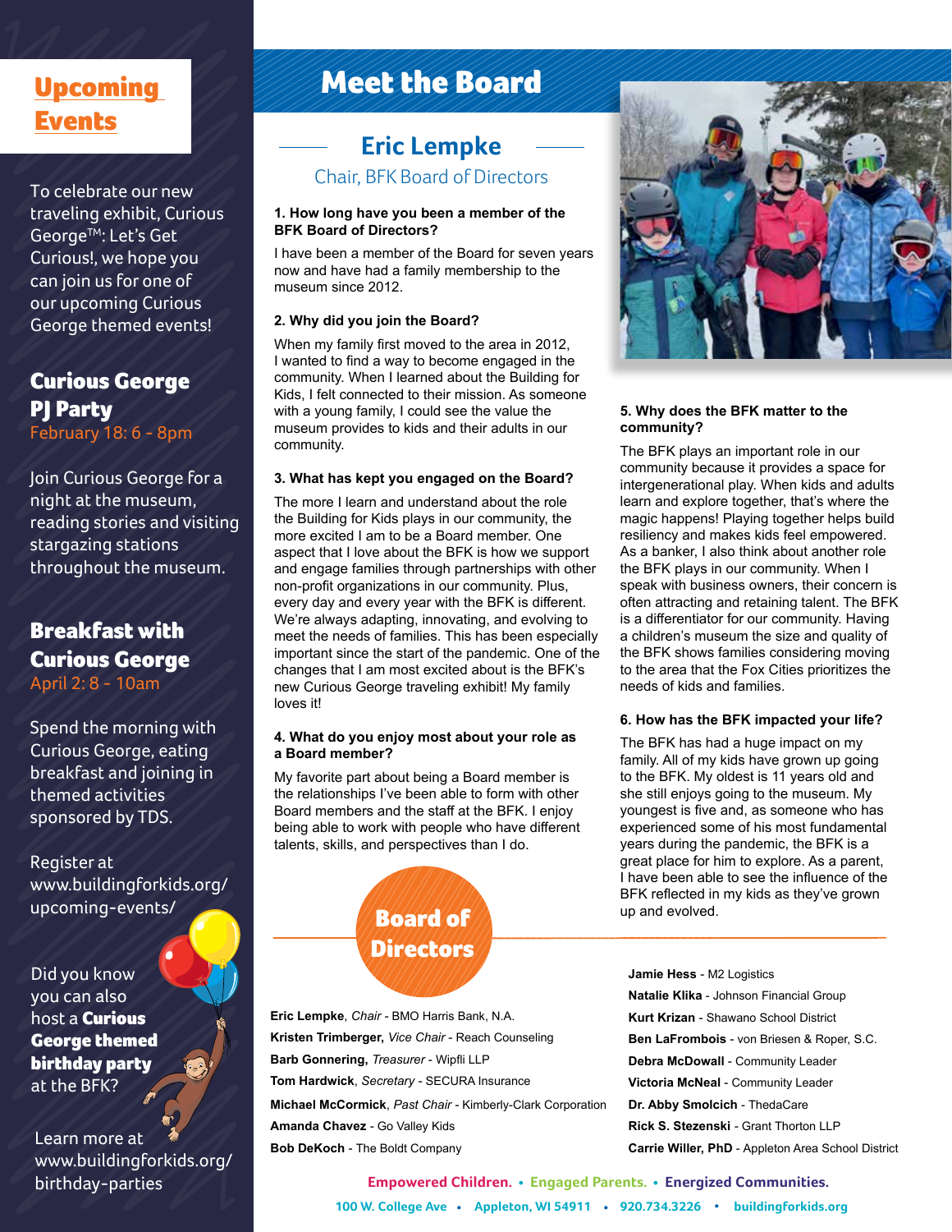## Upcoming Events

To celebrate our new traveling exhibit, Curious George™: Let's Get Curious!, we hope you can join us for one of our upcoming Curious George themed events!

### Curious George PJ Party

February 18: 6 - 8pm

Join Curious George for a night at the museum, reading stories and visiting stargazing stations throughout the museum.

### Breakfast with Curious George

April 2: 8 - 10am

Spend the morning with Curious George, eating breakfast and joining in themed activities sponsored by TDS.

Register at www.buildingforkids.org/upcoming-events/

Did you know you can also host a **Curious George themed birthday party** at the BFK?

Learn more at www.buildingforkids.org/birthday-parties

# Meet the Board

## Eric Lempke

Chair, BFK Board of Directors

**1. How long have you been a member of the BFK Board of Directors?**

I have been a member of the Board for seven years now and have had a family membership to the museum since 2012.

**2. Why did you join the Board?**

When my family first moved to the area in 2012, I wanted to find a way to become engaged in the community. When I learned about the Building for Kids, I felt connected to their mission. As someone with a young family, I could see the value the museum provides to kids and their adults in our community.

**3. What has kept you engaged on the Board?**

The more I learn and understand about the role the Building for Kids plays in our community, the more excited I am to be a Board member. One aspect that I love about the BFK is how we support and engage families through partnerships with other non-profit organizations in our community. Plus, every day and every year with the BFK is different. We're always adapting, innovating, and evolving to meet the needs of families. This has been especially important since the start of the pandemic. One of the changes that I am most excited about is the BFK's new Curious George traveling exhibit! My family loves it!

**4. What do you enjoy most about your role as a Board member?**

My favorite part about being a Board member is the relationships I've been able to form with other Board members and the staff at the BFK. I enjoy being able to work with people who have different talents, skills, and perspectives than I do.

**5. Why does the BFK matter to the community?**

The BFK plays an important role in our community because it provides a space for intergenerational play. When kids and adults learn and explore together, that's where the magic happens! Playing together helps build resiliency and makes kids feel empowered. As a banker, I also think about another role the BFK plays in our community. When I speak with business owners, their concern is often attracting and retaining talent. The BFK is a differentiator for our community. Having a children's museum the size and quality of the BFK shows families considering moving to the area that the Fox Cities prioritizes the needs of kids and families.

**6. How has the BFK impacted your life?**

The BFK has had a huge impact on my family. All of my kids have grown up going to the BFK. My oldest is 11 years old and she still enjoys going to the museum. My youngest is five and, as someone who has experienced some of his most fundamental years during the pandemic, the BFK is a great place for him to explore. As a parent, I have been able to see the influence of the BFK reflected in my kids as they've grown up and evolved.

## Board of Directors

**Eric Lempke**, *Chair* - BMO Harris Bank, N.A.
**Kristen Trimberger,** *Vice Chair* - Reach Counseling
**Barb Gonnering,** *Treasurer* - Wipfli LLP
**Tom Hardwick**, *Secretary* - SECURA Insurance
**Michael McCormick**, *Past Chair* - Kimberly-Clark Corporation
**Amanda Chavez** - Go Valley Kids
**Bob DeKoch** - The Boldt Company
**Jamie Hess** - M2 Logistics
**Natalie Klika** - Johnson Financial Group
**Kurt Krizan** - Shawano School District
**Ben LaFrombois** - von Briesen & Roper, S.C.
**Debra McDowall** - Community Leader
**Victoria McNeal** - Community Leader
**Dr. Abby Smolcich** - ThedaCare
**Rick S. Stezenski** - Grant Thornton LLP
**Carrie Willer, PhD** - Appleton Area School District

Empowered Children. • Engaged Parents. • Energized Communities.

100 W. College Ave • Appleton, WI 54911 • 920.734.3226 • buildingforkids.org